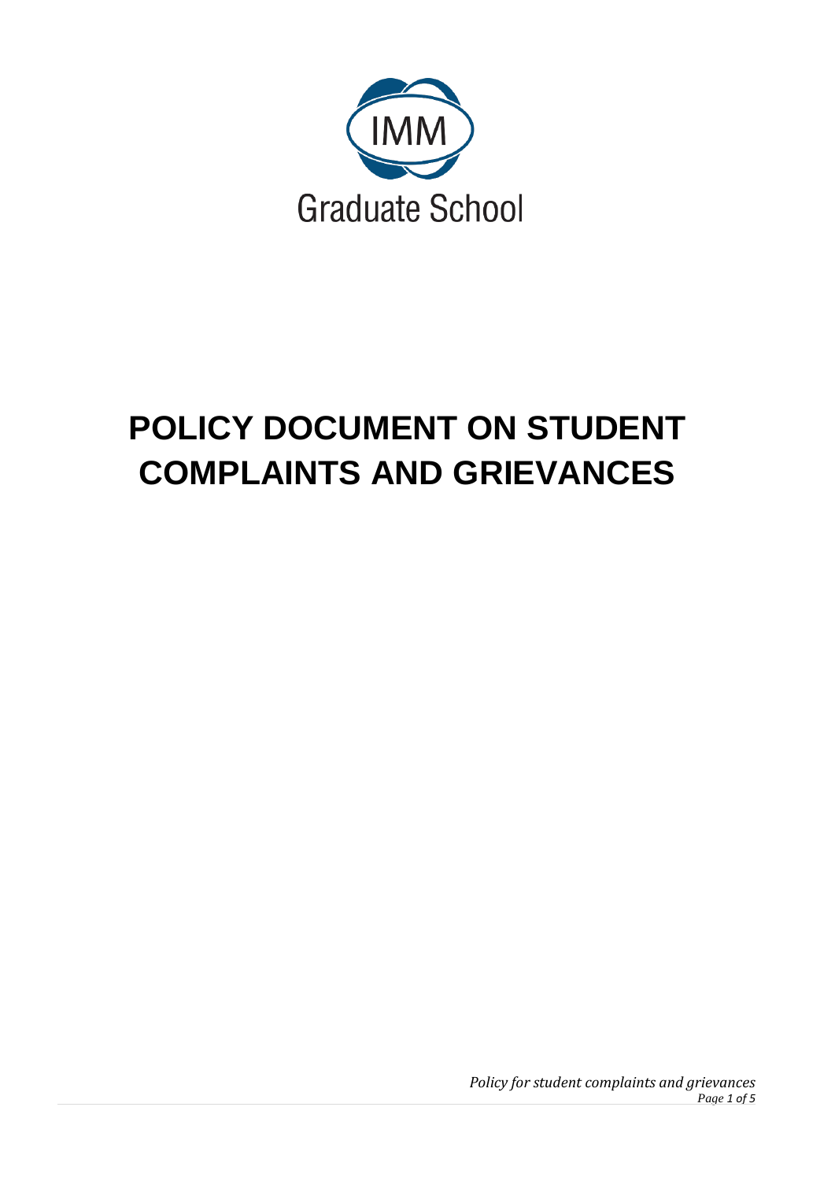IMM

Graduate School

# POLICY DOCUMENT ON STUDENT COMPLAINTS AND GRIEVANCES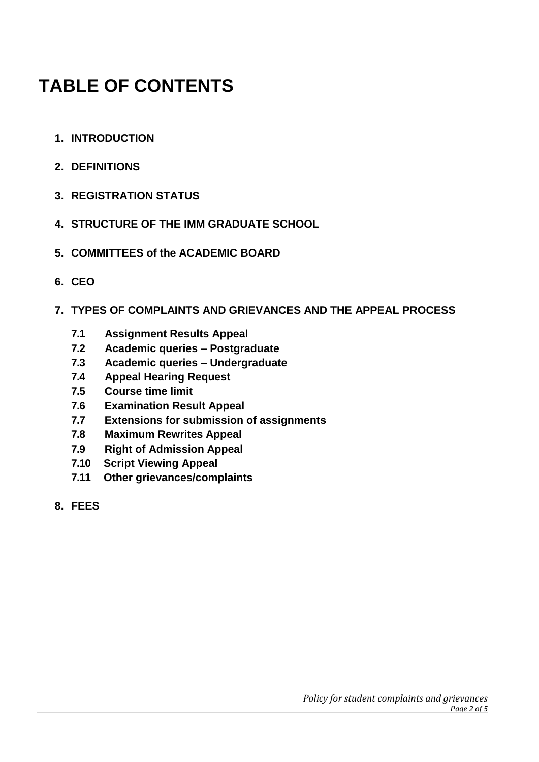# TABLE OF CONTENTS

1. **INTRODUCTION**
2. **DEFINITIONS**
3. **REGISTRATION STATUS**
4. **STRUCTURE OF THE IMM GRADUATE SCHOOL**
5. **COMMITTEES of the ACADEMIC BOARD**
6. **CEO**
7. **TYPES OF COMPLAINTS AND GRIEVANCES AND THE APPEAL PROCESS**
   - **7.1 Assignment Results Appeal**
   - **7.2 Academic queries – Postgraduate**
   - **7.3 Academic queries – Undergraduate**
   - **7.4 Appeal Hearing Request**
   - **7.5 Course time limit**
   - **7.6 Examination Result Appeal**
   - **7.7 Extensions for submission of assignments**
   - **7.8 Maximum Rewrites Appeal**
   - **7.9 Right of Admission Appeal**
   - **7.10 Script Viewing Appeal**
   - **7.11 Other grievances/complaints**
8. **FEES**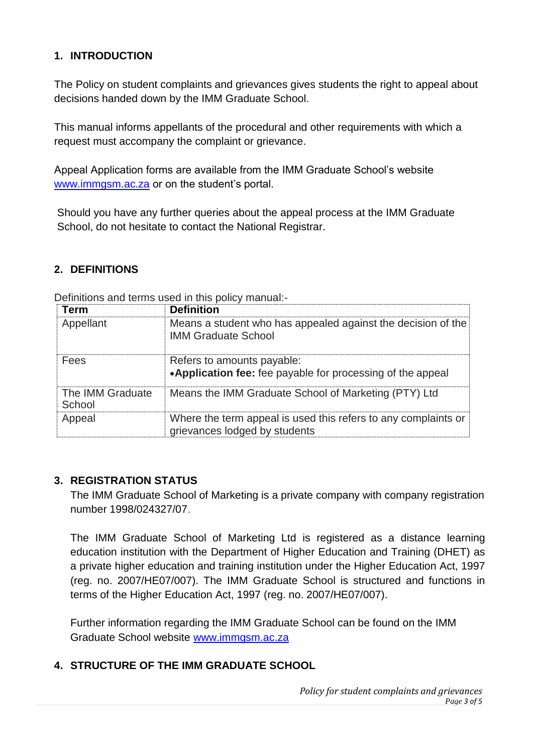## 1. INTRODUCTION

The Policy on student complaints and grievances gives students the right to appeal about decisions handed down by the IMM Graduate School.

This manual informs appellants of the procedural and other requirements with which a request must accompany the complaint or grievance.

Appeal Application forms are available from the IMM Graduate School's website www.immgsm.ac.za or on the student's portal.

Should you have any further queries about the appeal process at the IMM Graduate School, do not hesitate to contact the National Registrar.

## 2. DEFINITIONS

Definitions and terms used in this policy manual:-

| Term | Definition |
|---|---|
| Appellant | Means a student who has appealed against the decision of the IMM Graduate School |
| Fees | Refers to amounts payable:<br>• **Application fee:** fee payable for processing of the appeal |
| The IMM Graduate School | Means the IMM Graduate School of Marketing (PTY) Ltd |
| Appeal | Where the term appeal is used this refers to any complaints or grievances lodged by students |

## 3. REGISTRATION STATUS

The IMM Graduate School of Marketing is a private company with company registration number 1998/024327/07.

The IMM Graduate School of Marketing Ltd is registered as a distance learning education institution with the Department of Higher Education and Training (DHET) as a private higher education and training institution under the Higher Education Act, 1997 (reg. no. 2007/HE07/007). The IMM Graduate School is structured and functions in terms of the Higher Education Act, 1997 (reg. no. 2007/HE07/007).

Further information regarding the IMM Graduate School can be found on the IMM Graduate School website www.immgsm.ac.za

## 4. STRUCTURE OF THE IMM GRADUATE SCHOOL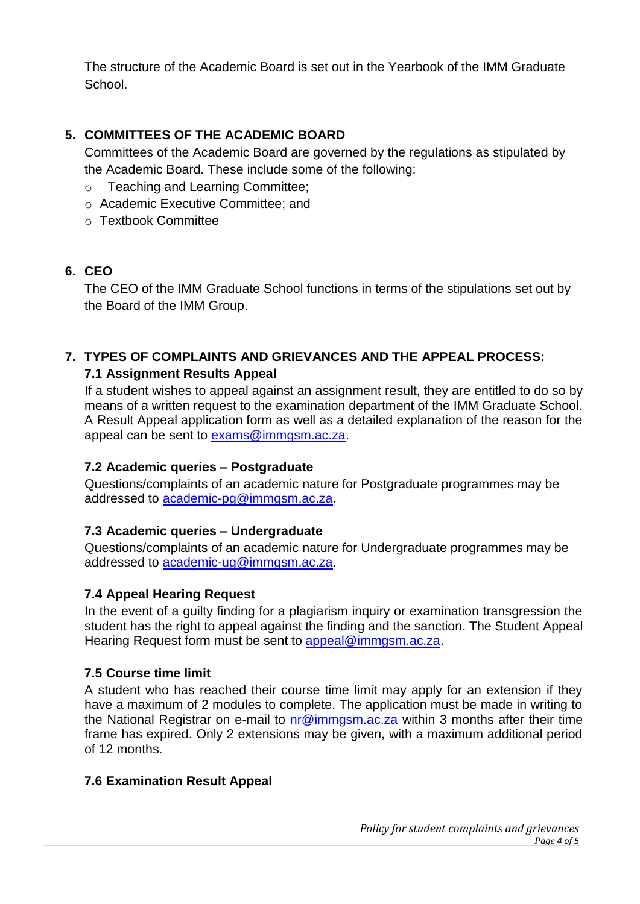The structure of the Academic Board is set out in the Yearbook of the IMM Graduate School.

## 5. COMMITTEES OF THE ACADEMIC BOARD

Committees of the Academic Board are governed by the regulations as stipulated by the Academic Board. These include some of the following:

- Teaching and Learning Committee;
- Academic Executive Committee; and
- Textbook Committee

## 6. CEO

The CEO of the IMM Graduate School functions in terms of the stipulations set out by the Board of the IMM Group.

## 7. TYPES OF COMPLAINTS AND GRIEVANCES AND THE APPEAL PROCESS:

### 7.1 Assignment Results Appeal

If a student wishes to appeal against an assignment result, they are entitled to do so by means of a written request to the examination department of the IMM Graduate School. A Result Appeal application form as well as a detailed explanation of the reason for the appeal can be sent to exams@immgsm.ac.za.

### 7.2 Academic queries – Postgraduate

Questions/complaints of an academic nature for Postgraduate programmes may be addressed to academic-pg@immgsm.ac.za.

### 7.3 Academic queries – Undergraduate

Questions/complaints of an academic nature for Undergraduate programmes may be addressed to academic-ug@immgsm.ac.za.

### 7.4 Appeal Hearing Request

In the event of a guilty finding for a plagiarism inquiry or examination transgression the student has the right to appeal against the finding and the sanction. The Student Appeal Hearing Request form must be sent to appeal@immgsm.ac.za.

### 7.5 Course time limit

A student who has reached their course time limit may apply for an extension if they have a maximum of 2 modules to complete. The application must be made in writing to the National Registrar on e-mail to nr@immgsm.ac.za within 3 months after their time frame has expired. Only 2 extensions may be given, with a maximum additional period of 12 months.

### 7.6 Examination Result Appeal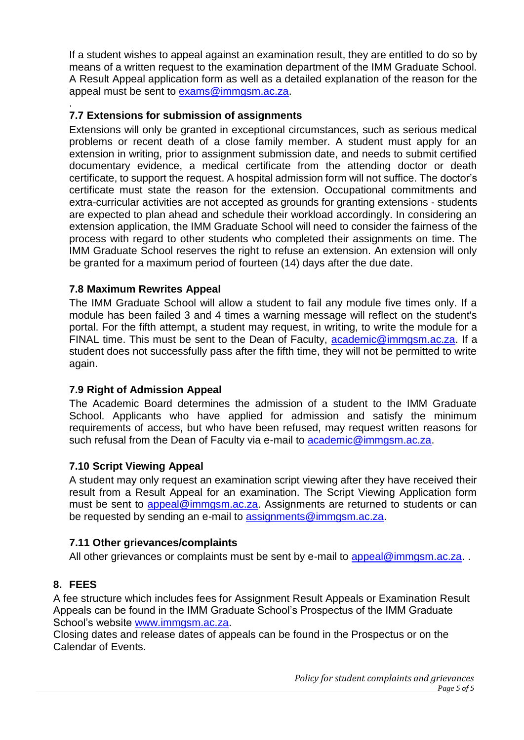If a student wishes to appeal against an examination result, they are entitled to do so by means of a written request to the examination department of the IMM Graduate School. A Result Appeal application form as well as a detailed explanation of the reason for the appeal must be sent to exams@immgsm.ac.za.

.

### 7.7 Extensions for submission of assignments

Extensions will only be granted in exceptional circumstances, such as serious medical problems or recent death of a close family member. A student must apply for an extension in writing, prior to assignment submission date, and needs to submit certified documentary evidence, a medical certificate from the attending doctor or death certificate, to support the request. A hospital admission form will not suffice. The doctor's certificate must state the reason for the extension. Occupational commitments and extra-curricular activities are not accepted as grounds for granting extensions - students are expected to plan ahead and schedule their workload accordingly. In considering an extension application, the IMM Graduate School will need to consider the fairness of the process with regard to other students who completed their assignments on time. The IMM Graduate School reserves the right to refuse an extension. An extension will only be granted for a maximum period of fourteen (14) days after the due date.

### 7.8 Maximum Rewrites Appeal

The IMM Graduate School will allow a student to fail any module five times only. If a module has been failed 3 and 4 times a warning message will reflect on the student's portal. For the fifth attempt, a student may request, in writing, to write the module for a FINAL time. This must be sent to the Dean of Faculty, academic@immgsm.ac.za. If a student does not successfully pass after the fifth time, they will not be permitted to write again.

### 7.9 Right of Admission Appeal

The Academic Board determines the admission of a student to the IMM Graduate School. Applicants who have applied for admission and satisfy the minimum requirements of access, but who have been refused, may request written reasons for such refusal from the Dean of Faculty via e-mail to academic@immgsm.ac.za.

### 7.10 Script Viewing Appeal

A student may only request an examination script viewing after they have received their result from a Result Appeal for an examination. The Script Viewing Application form must be sent to appeal@immgsm.ac.za. Assignments are returned to students or can be requested by sending an e-mail to assignments@immgsm.ac.za.

### 7.11 Other grievances/complaints

All other grievances or complaints must be sent by e-mail to appeal@immgsm.ac.za. .

## 8. FEES

A fee structure which includes fees for Assignment Result Appeals or Examination Result Appeals can be found in the IMM Graduate School's Prospectus of the IMM Graduate School's website www.immgsm.ac.za.

Closing dates and release dates of appeals can be found in the Prospectus or on the Calendar of Events.